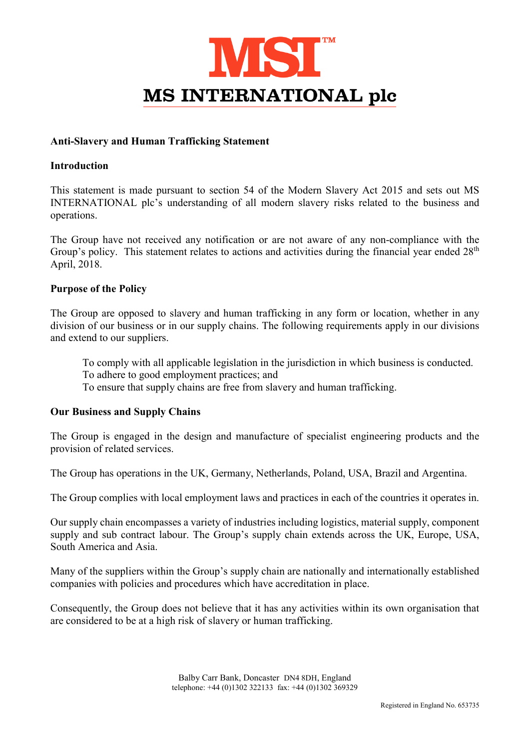# MS INTERNATIONAL plc

**Anti-Slavery and Human Trafficking Statement**

**Introduction**

This statement is made pursuant to section 54 of the Modern Slavery Act 2015 and sets out MS INTERNATIONAL plc's understanding of all modern slavery risks related to the business and operations.

The Group have not received any notification or are not aware of any non-compliance with the Group's policy. This statement relates to actions and activities during the financial year ended 28th April, 2018.

**Purpose of the Policy**

The Group are opposed to slavery and human trafficking in any form or location, whether in any division of our business or in our supply chains. The following requirements apply in our divisions and extend to our suppliers.

> To comply with all applicable legislation in the jurisdiction in which business is conducted.
> To adhere to good employment practices; and
> To ensure that supply chains are free from slavery and human trafficking.

**Our Business and Supply Chains**

The Group is engaged in the design and manufacture of specialist engineering products and the provision of related services.

The Group has operations in the UK, Germany, Netherlands, Poland, USA, Brazil and Argentina.

The Group complies with local employment laws and practices in each of the countries it operates in.

Our supply chain encompasses a variety of industries including logistics, material supply, component supply and sub contract labour. The Group's supply chain extends across the UK, Europe, USA, South America and Asia.

Many of the suppliers within the Group's supply chain are nationally and internationally established companies with policies and procedures which have accreditation in place.

Consequently, the Group does not believe that it has any activities within its own organisation that are considered to be at a high risk of slavery or human trafficking.

Balby Carr Bank, Doncaster DN4 8DH, England
telephone: +44 (0)1302 322133 fax: +44 (0)1302 369329

Registered in England No. 653735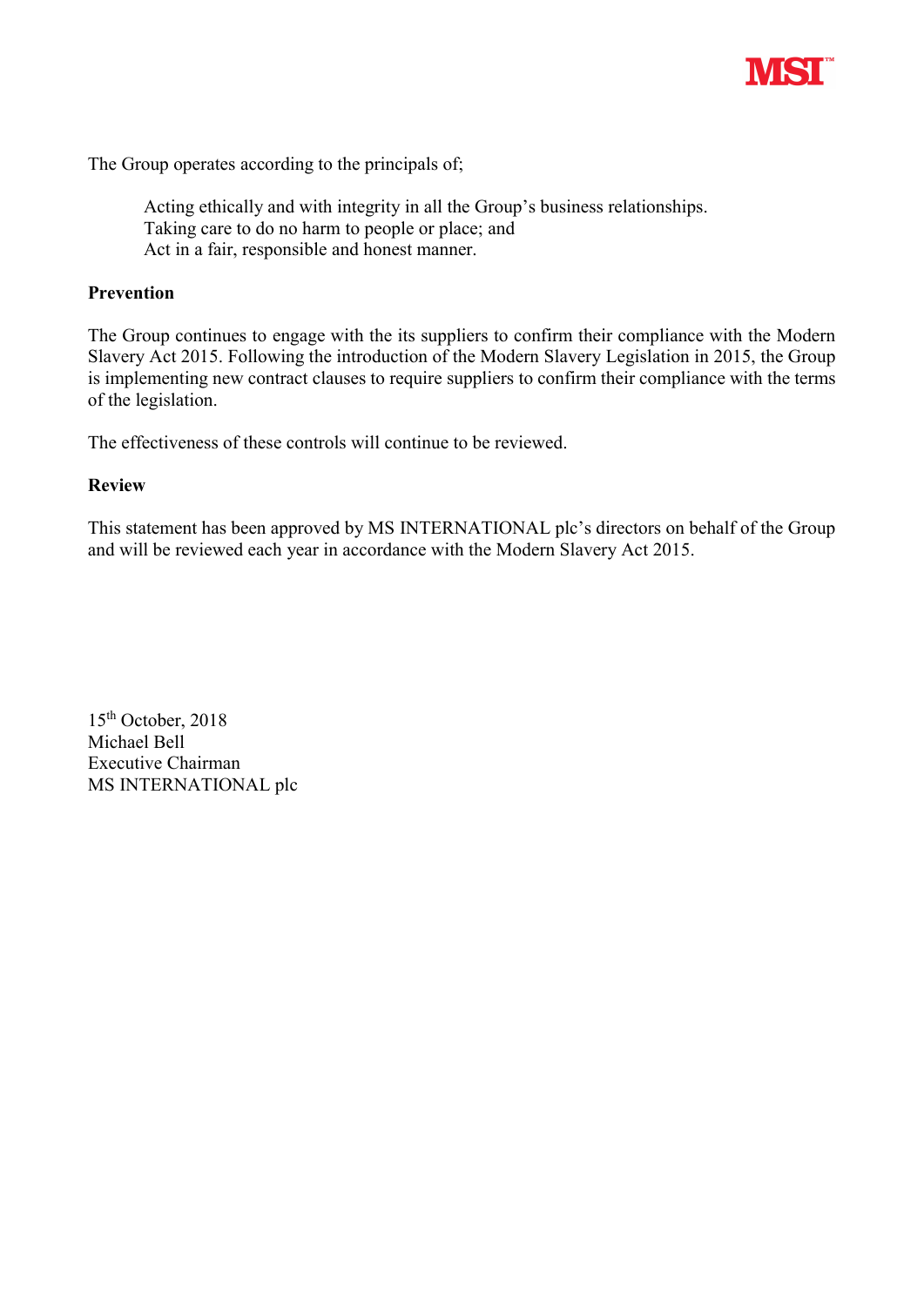The Group operates according to the principals of;

Acting ethically and with integrity in all the Group's business relationships.
Taking care to do no harm to people or place; and
Act in a fair, responsible and honest manner.

**Prevention**

The Group continues to engage with the its suppliers to confirm their compliance with the Modern Slavery Act 2015. Following the introduction of the Modern Slavery Legislation in 2015, the Group is implementing new contract clauses to require suppliers to confirm their compliance with the terms of the legislation.

The effectiveness of these controls will continue to be reviewed.

**Review**

This statement has been approved by MS INTERNATIONAL plc's directors on behalf of the Group and will be reviewed each year in accordance with the Modern Slavery Act 2015.

15th October, 2018
Michael Bell
Executive Chairman
MS INTERNATIONAL plc